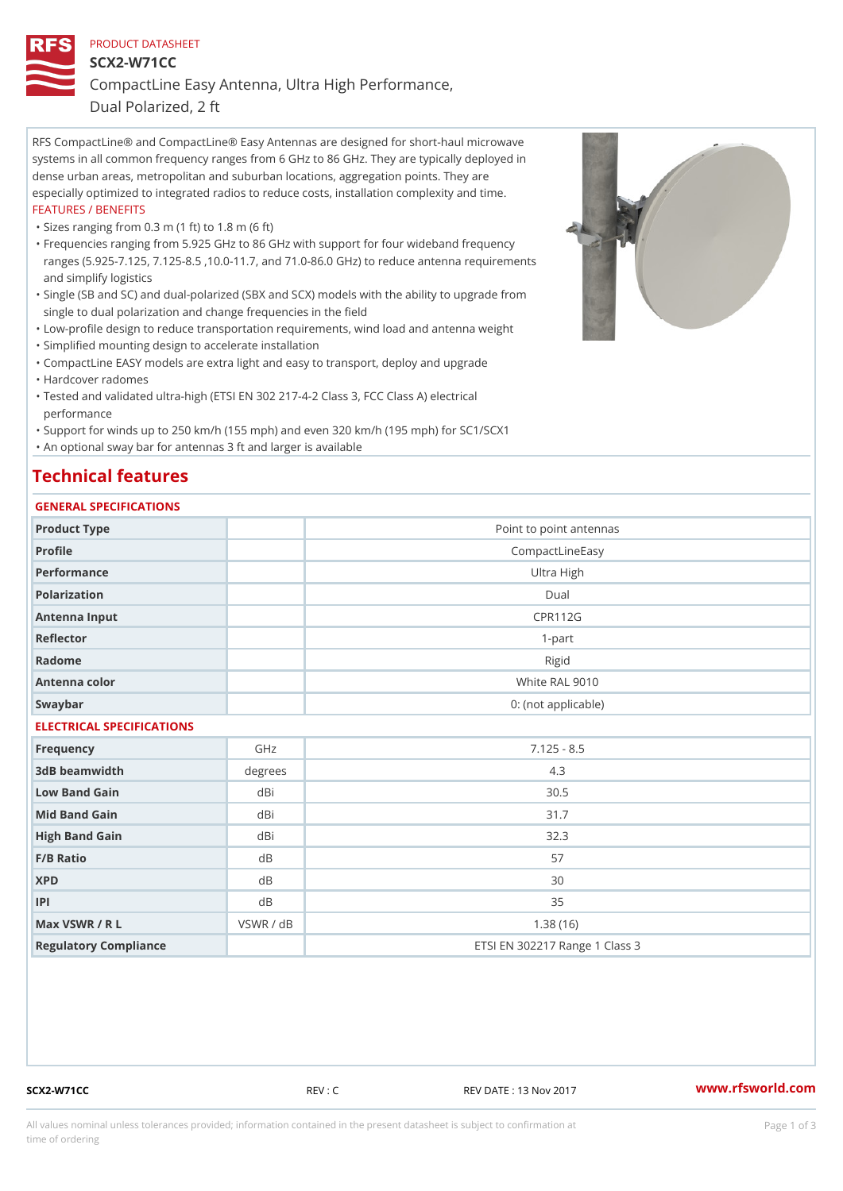PRODUCT DATASHEET

# SCX2-W71CC

## CompactLine Easy Antenna, Ultra High Performance, Dual Polarized, 2 ft

RFS CompactLine® and CompactLine® Easy Antennas are designed for short-haul microwave systems in all common frequency ranges from 6 GHz to 86 GHz. They are typically deployed in dense urban areas, metropolitan and suburban locations, aggregation points. They are especially optimized to integrated radios to reduce costs, installation complexity and time.

FEATURES / BENEFITS

- Sizes ranging from 0.3 m (1 ft) to 1.8 m (6 ft)
- Frequencies ranging from 5.925 GHz to 86 GHz with support for four wideband frequency ranges (5.925-7.125, 7.125-8.5 ,10.0-11.7, and 71.0-86.0 GHz) to reduce antenna requirements and simplify logistics
- Single (SB and SC) and dual-polarized (SBX and SCX) models with the ability to upgrade from single to dual polarization and change frequencies in the field
- Low-profile design to reduce transportation requirements, wind load and antenna weight
- Simplified mounting design to accelerate installation
- CompactLine EASY models are extra light and easy to transport, deploy and upgrade
- Hardcover radomes
- Tested and validated ultra-high (ETSI EN 302 217-4-2 Class 3, FCC Class A) electrical performance
- Support for winds up to 250 km/h (155 mph) and even 320 km/h (195 mph) for SC1/SCX1
- An optional sway bar for antennas 3 ft and larger is available

## Technical features

### GENERAL SPECIFICATIONS

| | | |
|---|---|---|
| Product Type | | Point to point antennas |
| Profile | | CompactLineEasy |
| Performance | | Ultra High |
| Polarization | | Dual |
| Antenna Input | | CPR112G |
| Reflector | | 1-part |
| Radome | | Rigid |
| Antenna color | | White RAL 9010 |
| Swaybar | | 0: (not applicable) |

### ELECTRICAL SPECIFICATIONS

| | | |
|---|---|---|
| Frequency | GHz | 7.125 - 8.5 |
| 3dB beamwidth | degrees | 4.3 |
| Low Band Gain | dBi | 30.5 |
| Mid Band Gain | dBi | 31.7 |
| High Band Gain | dBi | 32.3 |
| F/B Ratio | dB | 57 |
| XPD | dB | 30 |
| IPI | dB | 35 |
| Max VSWR / R L | VSWR / dB | 1.38 (16) |
| Regulatory Compliance | | ETSI EN 302217 Range 1 Class 3 |

SCX2-W71CC REV : C REV DATE : 13 Nov 2017 www.rfsworld.com

All values nominal unless tolerances provided; information contained in the present datasheet is subject to confirmation at time of ordering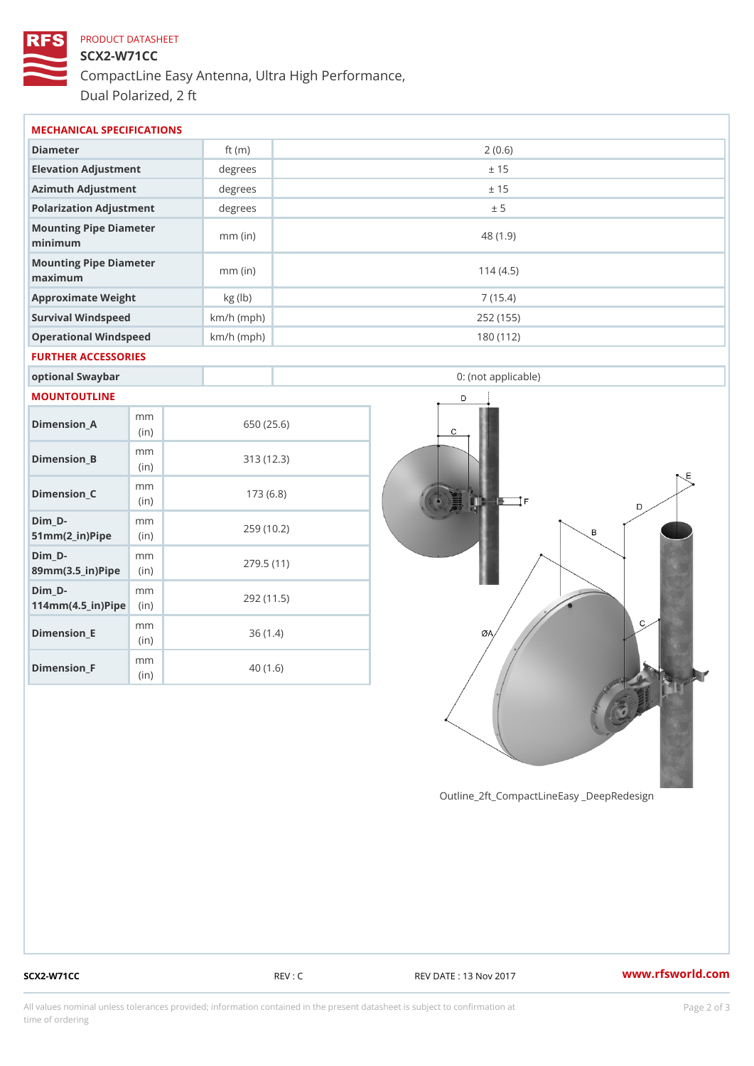PRODUCT DATASHEET

# SCX2-W71CC

CompactLine Easy Antenna, Ultra High Performance, Dual Polarized, 2 ft

## MECHANICAL SPECIFICATIONS

| | | |
|---|---|---|
| Diameter | ft (m) | 2 (0.6) |
| Elevation Adjustment | degrees | ± 15 |
| Azimuth Adjustment | degrees | ± 15 |
| Polarization Adjustment | degrees | ± 5 |
| Mounting Pipe Diameter minimum | mm (in) | 48 (1.9) |
| Mounting Pipe Diameter maximum | mm (in) | 114 (4.5) |
| Approximate Weight | kg (lb) | 7 (15.4) |
| Survival Windspeed | km/h (mph) | 252 (155) |
| Operational Windspeed | km/h (mph) | 180 (112) |

## FURTHER ACCESSORIES

| | | |
|---|---|---|
| optional Swaybar | | 0: (not applicable) |

## MOUNTOUTLINE

| | | |
|---|---|---|
| Dimension_A | mm (in) | 650 (25.6) |
| Dimension_B | mm (in) | 313 (12.3) |
| Dimension_C | mm (in) | 173 (6.8) |
| Dim_D-51mm(2_in)Pipe | mm (in) | 259 (10.2) |
| Dim_D-89mm(3.5_in)Pipe | mm (in) | 279.5 (11) |
| Dim_D-114mm(4.5_in)Pipe | mm (in) | 292 (11.5) |
| Dimension_E | mm (in) | 36 (1.4) |
| Dimension_F | mm (in) | 40 (1.6) |

Outline_2ft_CompactLineEasy _DeepRedesign

SCX2-W71CC REV : C REV DATE : 13 Nov 2017 www.rfsworld.com

All values nominal unless tolerances provided; information contained in the present datasheet is subject to confirmation at time of ordering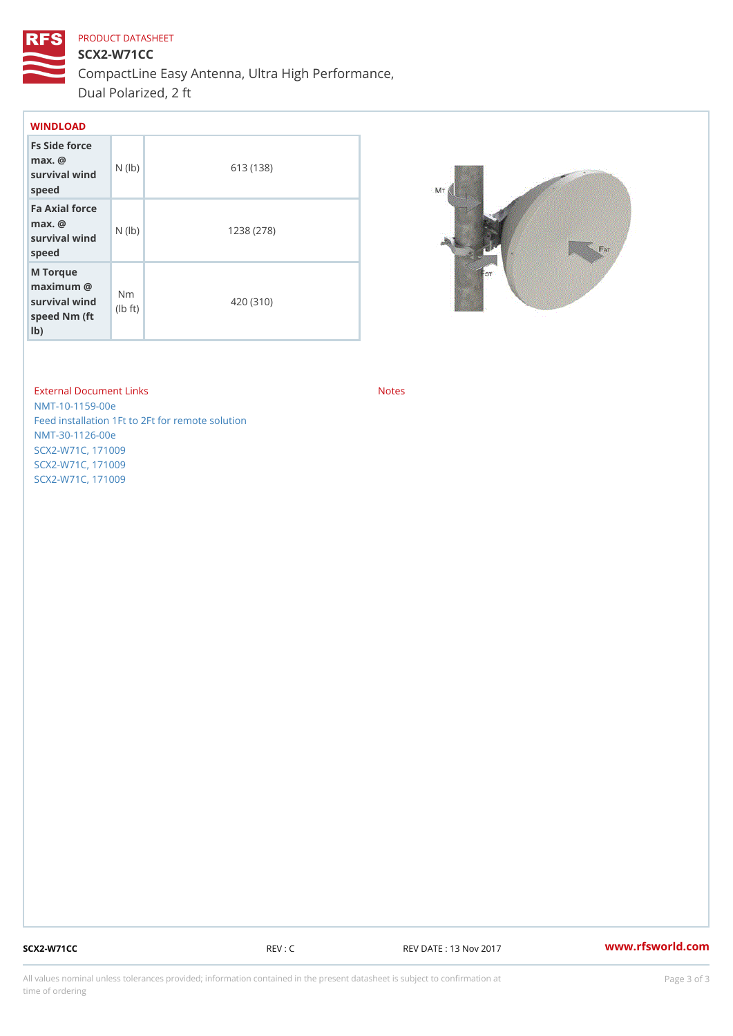PRODUCT DATASHEET

# SCX2-W71CC

## CompactLine Easy Antenna, Ultra High Performance, Dual Polarized, 2 ft

### WINDLOAD

| | | |
|---|---|---|
| Fs Side force max. @ survival wind speed | N (lb) | 613 (138) |
| Fa Axial force max. @ survival wind speed | N (lb) | 1238 (278) |
| M Torque maximum @ survival wind speed Nm (ft lb) | Nm (lb ft) | 420 (310) |

External Document Links

NMT-10-1159-00e

Feed installation 1Ft to 2Ft for remote solution

NMT-30-1126-00e

SCX2-W71C, 171009

SCX2-W71C, 171009

SCX2-W71C, 171009

Notes

SCX2-W71CC REV : C REV DATE : 13 Nov 2017 www.rfsworld.com

All values nominal unless tolerances provided; information contained in the present datasheet is subject to confirmation at time of ordering